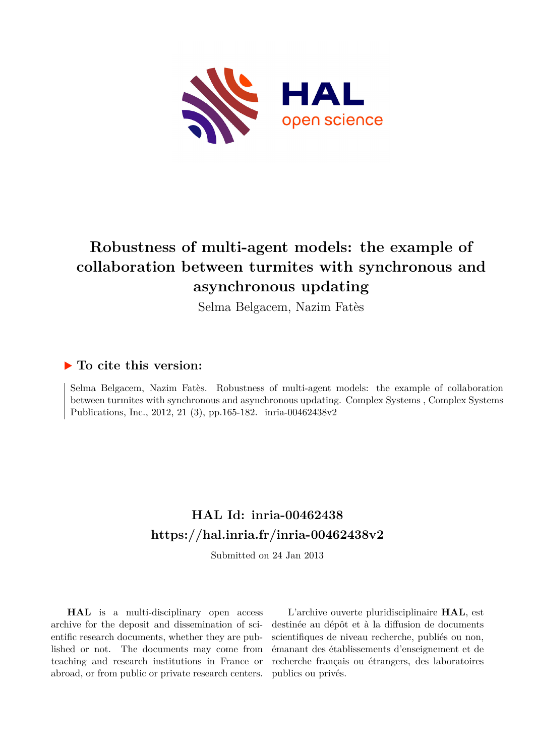# Robustness of multi-agent models: the example of collaboration between turmites with synchronous and asynchronous updating

Selma Belgacem, Nazim Fatès

## ▶ To cite this version:

Selma Belgacem, Nazim Fatès. Robustness of multi-agent models: the example of collaboration between turmites with synchronous and asynchronous updating. Complex Systems , Complex Systems Publications, Inc., 2012, 21 (3), pp.165-182. inria-00462438v2

## HAL Id: inria-00462438
## https://hal.inria.fr/inria-00462438v2

Submitted on 24 Jan 2013

**HAL** is a multi-disciplinary open access archive for the deposit and dissemination of scientific research documents, whether they are published or not. The documents may come from teaching and research institutions in France or abroad, or from public or private research centers.

L'archive ouverte pluridisciplinaire **HAL**, est destinée au dépôt et à la diffusion de documents scientifiques de niveau recherche, publiés ou non, émanant des établissements d'enseignement et de recherche français ou étrangers, des laboratoires publics ou privés.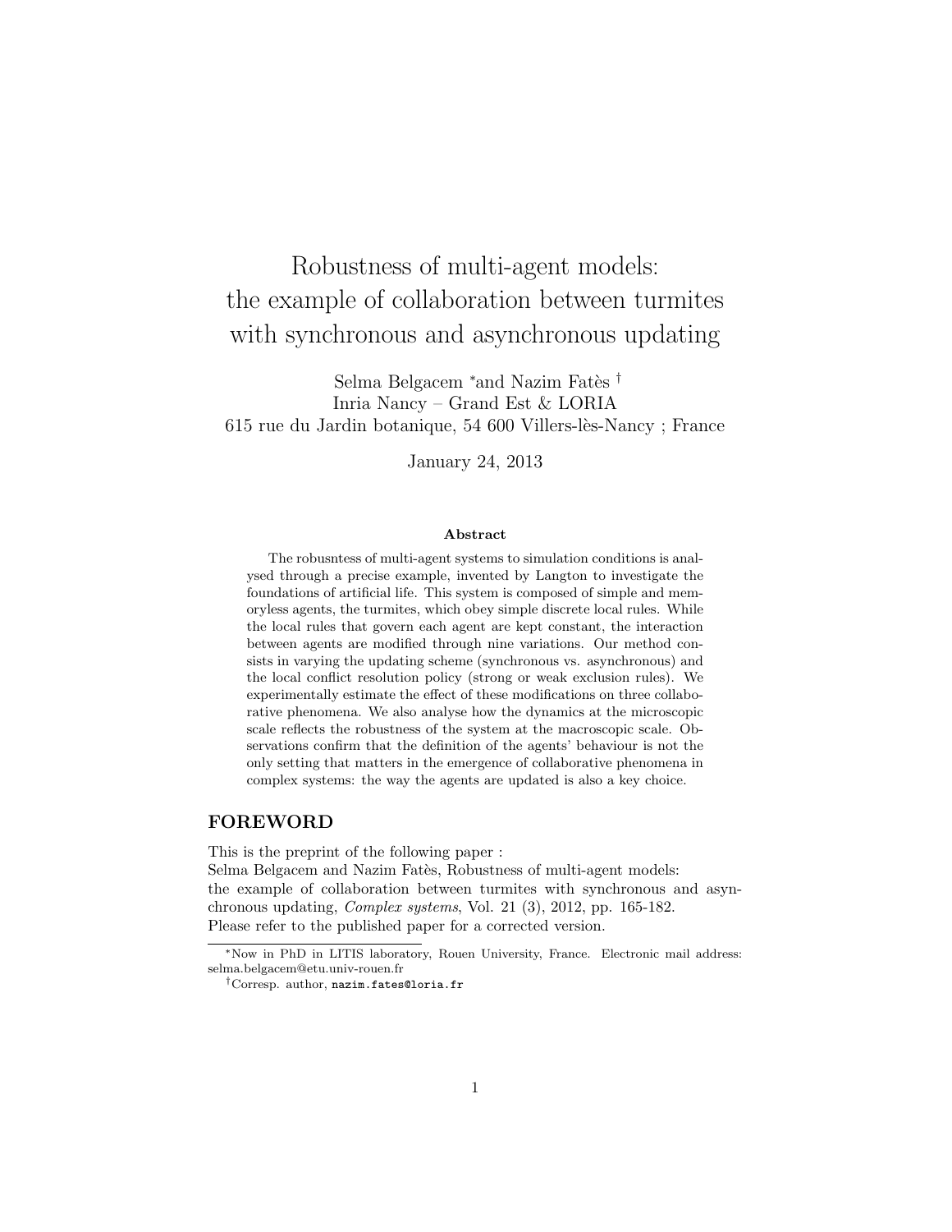# Robustness of multi-agent models: the example of collaboration between turmites with synchronous and asynchronous updating

Selma Belgacem *and Nazim Fatès †
Inria Nancy – Grand Est & LORIA
615 rue du Jardin botanique, 54 600 Villers-lès-Nancy ; France

January 24, 2013

### Abstract

The robusntess of multi-agent systems to simulation conditions is analysed through a precise example, invented by Langton to investigate the foundations of artificial life. This system is composed of simple and memoryless agents, the turmites, which obey simple discrete local rules. While the local rules that govern each agent are kept constant, the interaction between agents are modified through nine variations. Our method consists in varying the updating scheme (synchronous vs. asynchronous) and the local conflict resolution policy (strong or weak exclusion rules). We experimentally estimate the effect of these modifications on three collaborative phenomena. We also analyse how the dynamics at the microscopic scale reflects the robustness of the system at the macroscopic scale. Observations confirm that the definition of the agents' behaviour is not the only setting that matters in the emergence of collaborative phenomena in complex systems: the way the agents are updated is also a key choice.

## FOREWORD

This is the preprint of the following paper :
Selma Belgacem and Nazim Fatès, Robustness of multi-agent models: the example of collaboration between turmites with synchronous and asynchronous updating, *Complex systems*, Vol. 21 (3), 2012, pp. 165-182.
Please refer to the published paper for a corrected version.

*Now in PhD in LITIS laboratory, Rouen University, France. Electronic mail address: selma.belgacem@etu.univ-rouen.fr

†Corresp. author, nazim.fates@loria.fr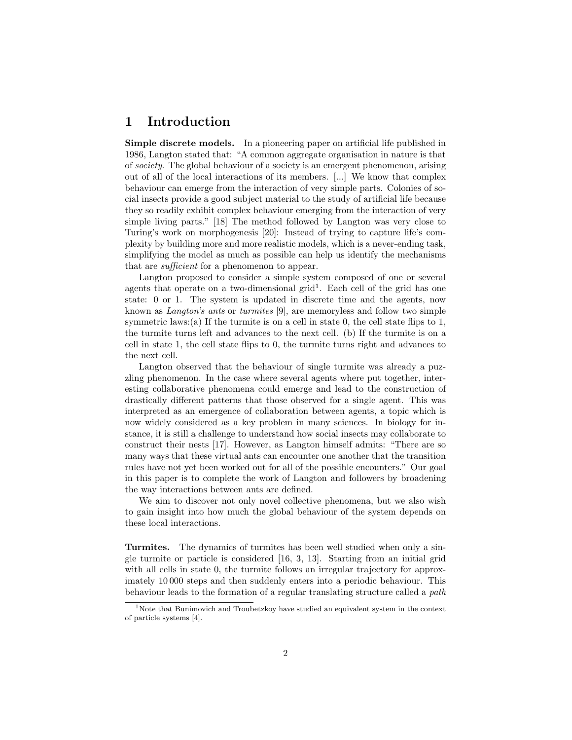# 1 Introduction

**Simple discrete models.** In a pioneering paper on artificial life published in 1986, Langton stated that: "A common aggregate organisation in nature is that of *society*. The global behaviour of a society is an emergent phenomenon, arising out of all of the local interactions of its members. [...] We know that complex behaviour can emerge from the interaction of very simple parts. Colonies of social insects provide a good subject material to the study of artificial life because they so readily exhibit complex behaviour emerging from the interaction of very simple living parts." [18] The method followed by Langton was very close to Turing's work on morphogenesis [20]: Instead of trying to capture life's complexity by building more and more realistic models, which is a never-ending task, simplifying the model as much as possible can help us identify the mechanisms that are *sufficient* for a phenomenon to appear.

Langton proposed to consider a simple system composed of one or several agents that operate on a two-dimensional grid[1]. Each cell of the grid has one state: 0 or 1. The system is updated in discrete time and the agents, now known as *Langton's ants* or *turmites* [9], are memoryless and follow two simple symmetric laws:(a) If the turmite is on a cell in state 0, the cell state flips to 1, the turmite turns left and advances to the next cell. (b) If the turmite is on a cell in state 1, the cell state flips to 0, the turmite turns right and advances to the next cell.

Langton observed that the behaviour of single turmite was already a puzzling phenomenon. In the case where several agents where put together, interesting collaborative phenomena could emerge and lead to the construction of drastically different patterns that those observed for a single agent. This was interpreted as an emergence of collaboration between agents, a topic which is now widely considered as a key problem in many sciences. In biology for instance, it is still a challenge to understand how social insects may collaborate to construct their nests [17]. However, as Langton himself admits: "There are so many ways that these virtual ants can encounter one another that the transition rules have not yet been worked out for all of the possible encounters." Our goal in this paper is to complete the work of Langton and followers by broadening the way interactions between ants are defined.

We aim to discover not only novel collective phenomena, but we also wish to gain insight into how much the global behaviour of the system depends on these local interactions.

**Turmites.** The dynamics of turmites has been well studied when only a single turmite or particle is considered [16, 3, 13]. Starting from an initial grid with all cells in state 0, the turmite follows an irregular trajectory for approximately 10 000 steps and then suddenly enters into a periodic behaviour. This behaviour leads to the formation of a regular translating structure called a *path*

[1] Note that Bunimovich and Troubetzkoy have studied an equivalent system in the context of particle systems [4].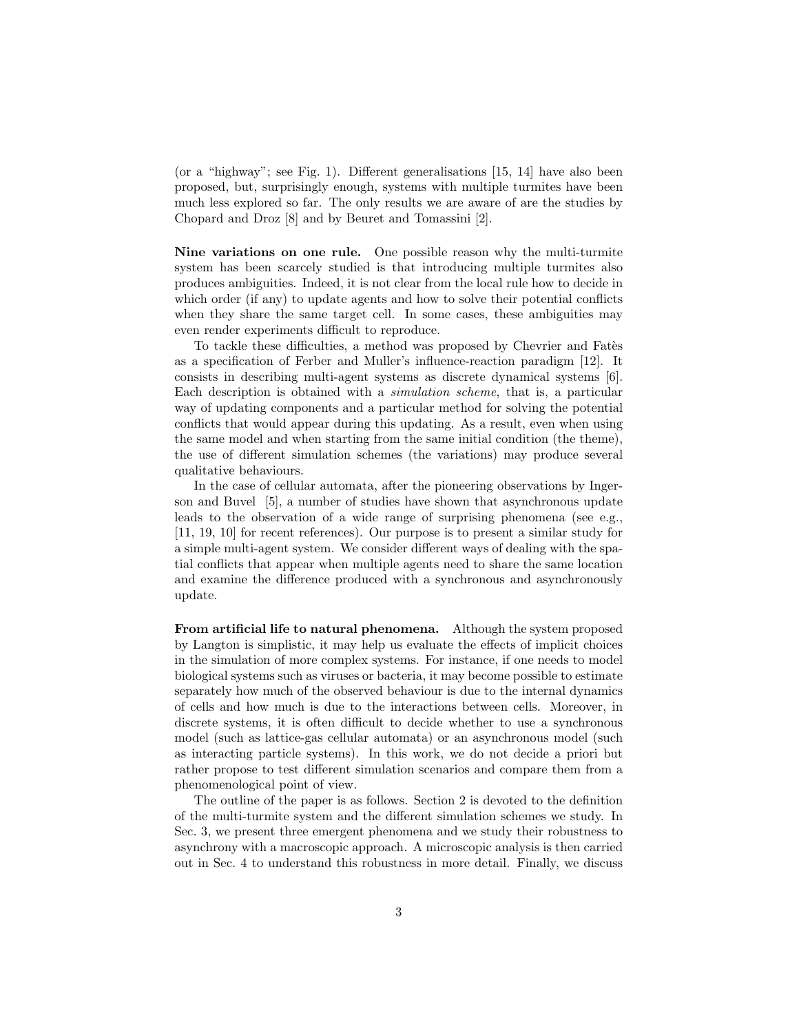(or a "highway"; see Fig. 1). Different generalisations [15, 14] have also been proposed, but, surprisingly enough, systems with multiple turmites have been much less explored so far. The only results we are aware of are the studies by Chopard and Droz [8] and by Beuret and Tomassini [2].

**Nine variations on one rule.** One possible reason why the multi-turmite system has been scarcely studied is that introducing multiple turmites also produces ambiguities. Indeed, it is not clear from the local rule how to decide in which order (if any) to update agents and how to solve their potential conflicts when they share the same target cell. In some cases, these ambiguities may even render experiments difficult to reproduce.

To tackle these difficulties, a method was proposed by Chevrier and Fatès as a specification of Ferber and Muller's influence-reaction paradigm [12]. It consists in describing multi-agent systems as discrete dynamical systems [6]. Each description is obtained with a *simulation scheme*, that is, a particular way of updating components and a particular method for solving the potential conflicts that would appear during this updating. As a result, even when using the same model and when starting from the same initial condition (the theme), the use of different simulation schemes (the variations) may produce several qualitative behaviours.

In the case of cellular automata, after the pioneering observations by Ingerson and Buvel [5], a number of studies have shown that asynchronous update leads to the observation of a wide range of surprising phenomena (see e.g., [11, 19, 10] for recent references). Our purpose is to present a similar study for a simple multi-agent system. We consider different ways of dealing with the spatial conflicts that appear when multiple agents need to share the same location and examine the difference produced with a synchronous and asynchronously update.

**From artificial life to natural phenomena.** Although the system proposed by Langton is simplistic, it may help us evaluate the effects of implicit choices in the simulation of more complex systems. For instance, if one needs to model biological systems such as viruses or bacteria, it may become possible to estimate separately how much of the observed behaviour is due to the internal dynamics of cells and how much is due to the interactions between cells. Moreover, in discrete systems, it is often difficult to decide whether to use a synchronous model (such as lattice-gas cellular automata) or an asynchronous model (such as interacting particle systems). In this work, we do not decide a priori but rather propose to test different simulation scenarios and compare them from a phenomenological point of view.

The outline of the paper is as follows. Section 2 is devoted to the definition of the multi-turmite system and the different simulation schemes we study. In Sec. 3, we present three emergent phenomena and we study their robustness to asynchrony with a macroscopic approach. A microscopic analysis is then carried out in Sec. 4 to understand this robustness in more detail. Finally, we discuss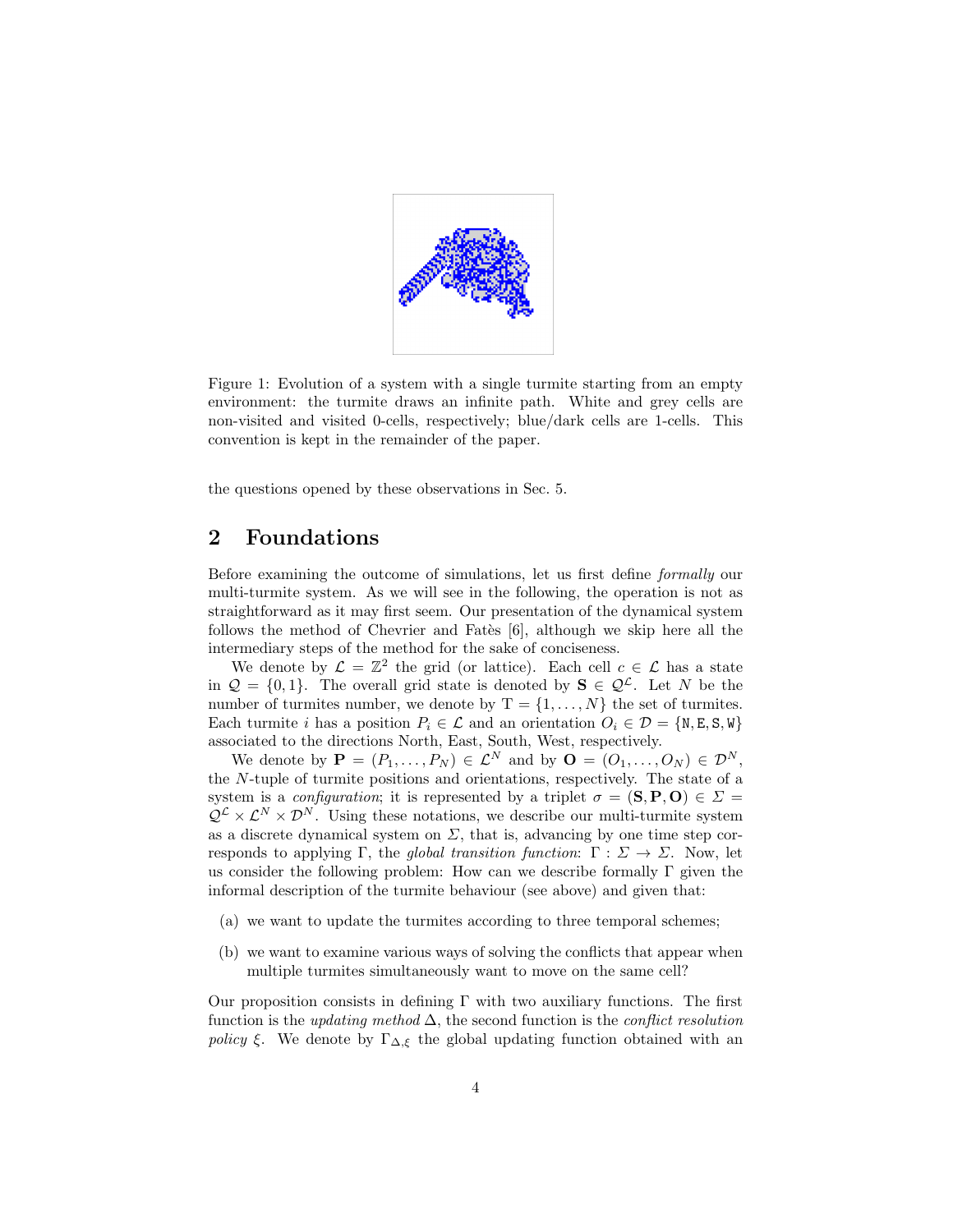Figure 1: Evolution of a system with a single turmite starting from an empty environment: the turmite draws an infinite path. White and grey cells are non-visited and visited 0-cells, respectively; blue/dark cells are 1-cells. This convention is kept in the remainder of the paper.

the questions opened by these observations in Sec. 5.

## 2 Foundations

Before examining the outcome of simulations, let us first define *formally* our multi-turmite system. As we will see in the following, the operation is not as straightforward as it may first seem. Our presentation of the dynamical system follows the method of Chevrier and Fatès [6], although we skip here all the intermediary steps of the method for the sake of conciseness.

We denote by $\mathcal{L} = \mathbb{Z}^2$ the grid (or lattice). Each cell $c \in \mathcal{L}$ has a state in $\mathcal{Q} = \{0, 1\}$. The overall grid state is denoted by $\mathbf{S} \in \mathcal{Q}^{\mathcal{L}}$. Let $N$ be the number of turmites number, we denote by $\mathrm{T} = \{1, \dots, N\}$ the set of turmites. Each turmite $i$ has a position $P_i \in \mathcal{L}$ and an orientation $O_i \in \mathcal{D} = \{\mathtt{N}, \mathtt{E}, \mathtt{S}, \mathtt{W}\}$ associated to the directions North, East, South, West, respectively.

We denote by $\mathbf{P} = (P_1, \dots, P_N) \in \mathcal{L}^N$ and by $\mathbf{O} = (O_1, \dots, O_N) \in \mathcal{D}^N$, the $N$-tuple of turmite positions and orientations, respectively. The state of a system is a *configuration*; it is represented by a triplet $\sigma = (\mathbf{S}, \mathbf{P}, \mathbf{O}) \in \Sigma = \mathcal{Q}^{\mathcal{L}} \times \mathcal{L}^N \times \mathcal{D}^N$. Using these notations, we describe our multi-turmite system as a discrete dynamical system on $\Sigma$, that is, advancing by one time step corresponds to applying $\Gamma$, the *global transition function*: $\Gamma : \Sigma \to \Sigma$. Now, let us consider the following problem: How can we describe formally $\Gamma$ given the informal description of the turmite behaviour (see above) and given that:

- (a) we want to update the turmites according to three temporal schemes;
- (b) we want to examine various ways of solving the conflicts that appear when multiple turmites simultaneously want to move on the same cell?

Our proposition consists in defining $\Gamma$ with two auxiliary functions. The first function is the *updating method* $\Delta$, the second function is the *conflict resolution policy* $\xi$. We denote by $\Gamma_{\Delta,\xi}$ the global updating function obtained with an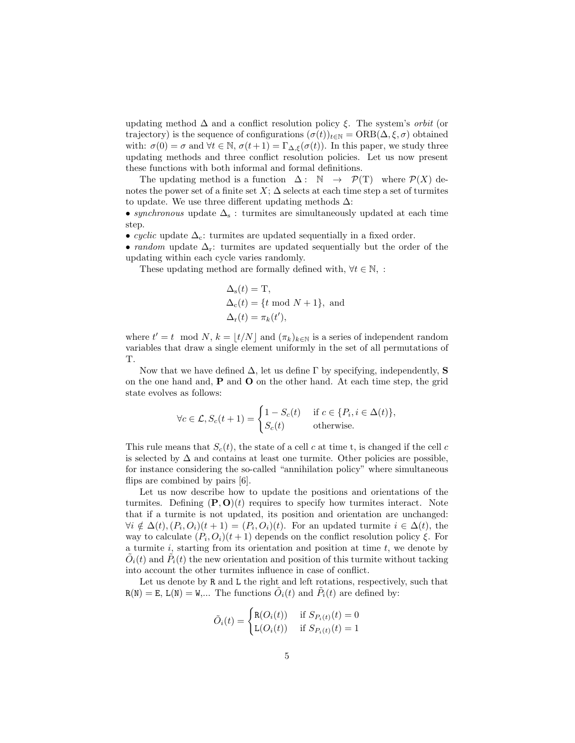updating method $\Delta$ and a conflict resolution policy $\xi$. The system's *orbit* (or trajectory) is the sequence of configurations $(\sigma(t))_{t\in\mathbb{N}} = \text{ORB}(\Delta, \xi, \sigma)$ obtained with: $\sigma(0) = \sigma$ and $\forall t \in \mathbb{N}$, $\sigma(t+1) = \Gamma_{\Delta,\xi}(\sigma(t))$. In this paper, we study three updating methods and three conflict resolution policies. Let us now present these functions with both informal and formal definitions.

The updating method is a function $\Delta : \mathbb{N} \rightarrow \mathcal{P}(\mathrm{T})$ where $\mathcal{P}(X)$ denotes the power set of a finite set $X$; $\Delta$ selects at each time step a set of turmites to update. We use three different updating methods $\Delta$:

- *synchronous* update $\Delta_{\mathrm{s}}$ : turmites are simultaneously updated at each time step.
- *cyclic* update $\Delta_{\mathrm{c}}$: turmites are updated sequentially in a fixed order.
- *random* update $\Delta_{\mathrm{r}}$: turmites are updated sequentially but the order of the updating within each cycle varies randomly.

These updating method are formally defined with, $\forall t \in \mathbb{N}$, :

$$\begin{aligned}
&\Delta_{\mathrm{s}}(t) = \mathrm{T}, \\
&\Delta_{\mathrm{c}}(t) = \{t \bmod N+1\}, \text{ and} \\
&\Delta_{\mathrm{r}}(t) = \pi_k(t'),
\end{aligned}$$

where $t' = t \mod N$, $k = \lfloor t/N \rfloor$ and $(\pi_k)_{k\in\mathbb{N}}$ is a series of independent random variables that draw a single element uniformly in the set of all permutations of T.

Now that we have defined $\Delta$, let us define $\Gamma$ by specifying, independently, $\mathbf{S}$ on the one hand and, $\mathbf{P}$ and $\mathbf{O}$ on the other hand. At each time step, the grid state evolves as follows:

$$\forall c \in \mathcal{L}, S_c(t+1) = \begin{cases} 1 - S_c(t) & \text{if } c \in \{P_i, i \in \Delta(t)\}, \\ S_c(t) & \text{otherwise.} \end{cases}$$

This rule means that $S_c(t)$, the state of a cell $c$ at time t, is changed if the cell $c$ is selected by $\Delta$ and contains at least one turmite. Other policies are possible, for instance considering the so-called "annihilation policy" where simultaneous flips are combined by pairs [6].

Let us now describe how to update the positions and orientations of the turmites. Defining $(\mathbf{P}, \mathbf{O})(t)$ requires to specify how turmites interact. Note that if a turmite is not updated, its position and orientation are unchanged: $\forall i \notin \Delta(t), (P_i, O_i)(t+1) = (P_i, O_i)(t)$. For an updated turmite $i \in \Delta(t)$, the way to calculate $(P_i, O_i)(t+1)$ depends on the conflict resolution policy $\xi$. For a turmite $i$, starting from its orientation and position at time $t$, we denote by $\tilde{O}_i(t)$ and $\tilde{P}_i(t)$ the new orientation and position of this turmite without tacking into account the other turmites influence in case of conflict.

Let us denote by R and L the right and left rotations, respectively, such that $\mathtt{R}(\mathtt{N}) = \mathtt{E}$, $\mathtt{L}(\mathtt{N}) = \mathtt{W}$,... The functions $\tilde{O}_i(t)$ and $\tilde{P}_i(t)$ are defined by:

$$\tilde{O}_i(t) = \begin{cases} \mathtt{R}(O_i(t)) & \text{if } S_{P_i(t)}(t) = 0 \\ \mathtt{L}(O_i(t)) & \text{if } S_{P_i(t)}(t) = 1 \end{cases}$$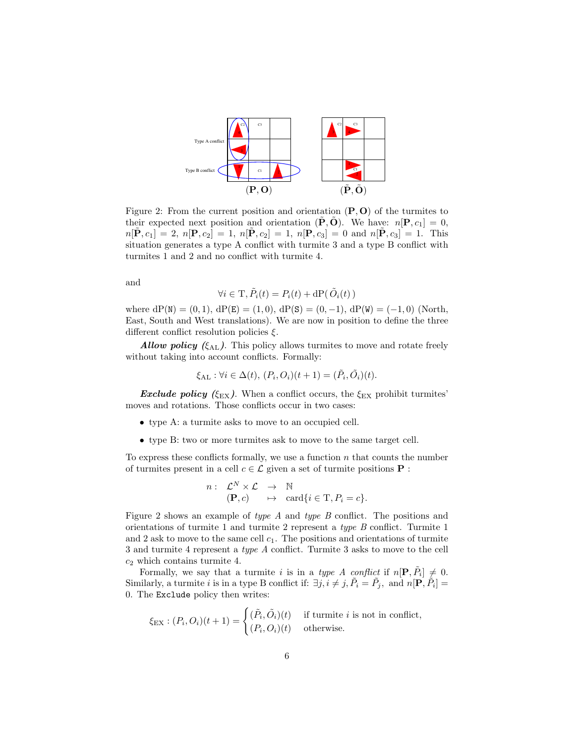Figure 2: From the current position and orientation $(\mathbf{P}, \mathbf{O})$ of the turmites to their expected next position and orientation $(\tilde{\mathbf{P}}, \tilde{\mathbf{O}})$. We have: $n[\mathbf{P}, c_1] = 0$, $n[\tilde{\mathbf{P}}, c_1] = 2$, $n[\mathbf{P}, c_2] = 1$, $n[\tilde{\mathbf{P}}, c_2] = 1$, $n[\mathbf{P}, c_3] = 0$ and $n[\tilde{\mathbf{P}}, c_3] = 1$. This situation generates a type A conflict with turmite 3 and a type B conflict with turmites 1 and 2 and no conflict with turmite 4.

and

$$\forall i \in \mathrm{T}, \tilde{P}_i(t) = P_i(t) + \mathrm{dP}(\, \tilde{O}_i(t)\, )$$

where $\mathrm{dP}(\mathtt{N}) = (0, 1)$, $\mathrm{dP}(\mathtt{E}) = (1, 0)$, $\mathrm{dP}(\mathtt{S}) = (0, -1)$, $\mathrm{dP}(\mathtt{W}) = (-1, 0)$ (North, East, South and West translations). We are now in position to define the three different conflict resolution policies $\xi$.

***Allow policy*** ($\xi_{\mathrm{AL}}$). This policy allows turmites to move and rotate freely without taking into account conflicts. Formally:

$$\xi_{\mathrm{AL}} : \forall i \in \Delta(t),\, (P_i, O_i)(t+1) = (\tilde{P}_i, \tilde{O}_i)(t).$$

***Exclude policy*** ($\xi_{\mathrm{EX}}$). When a conflict occurs, the $\xi_{\mathrm{EX}}$ prohibit turmites' moves and rotations. Those conflicts occur in two cases:

- type A: a turmite asks to move to an occupied cell.
- type B: two or more turmites ask to move to the same target cell.

To express these conflicts formally, we use a function $n$ that counts the number of turmites present in a cell $c \in \mathcal{L}$ given a set of turmite positions $\mathbf{P}$ :

$$\begin{array}{rccl} n: & \mathcal{L}^N \times \mathcal{L} & \to & \mathbb{N} \\ & (\mathbf{P}, c) & \mapsto & \mathrm{card}\{i \in \mathrm{T}, P_i = c\}. \end{array}$$

Figure 2 shows an example of *type A* and *type B* conflict. The positions and orientations of turmite 1 and turmite 2 represent a *type B* conflict. Turmite 1 and 2 ask to move to the same cell $c_1$. The positions and orientations of turmite 3 and turmite 4 represent a *type A* conflict. Turmite 3 asks to move to the cell $c_2$ which contains turmite 4.

Formally, we say that a turmite $i$ is in a *type A conflict* if $n[\mathbf{P}, \tilde{P}_i] \neq 0$. Similarly, a turmite $i$ is in a type B conflict if: $\exists j, i \neq j, \tilde{P}_i = \tilde{P}_j$, and $n[\mathbf{P}, \tilde{P}_i] = 0$. The `Exclude` policy then writes:

$$\xi_{\mathrm{EX}} : (P_i, O_i)(t+1) = \begin{cases} (\tilde{P}_i, \tilde{O}_i)(t) & \text{if turmite } i \text{ is not in conflict,} \\ (P_i, O_i)(t) & \text{otherwise.} \end{cases}$$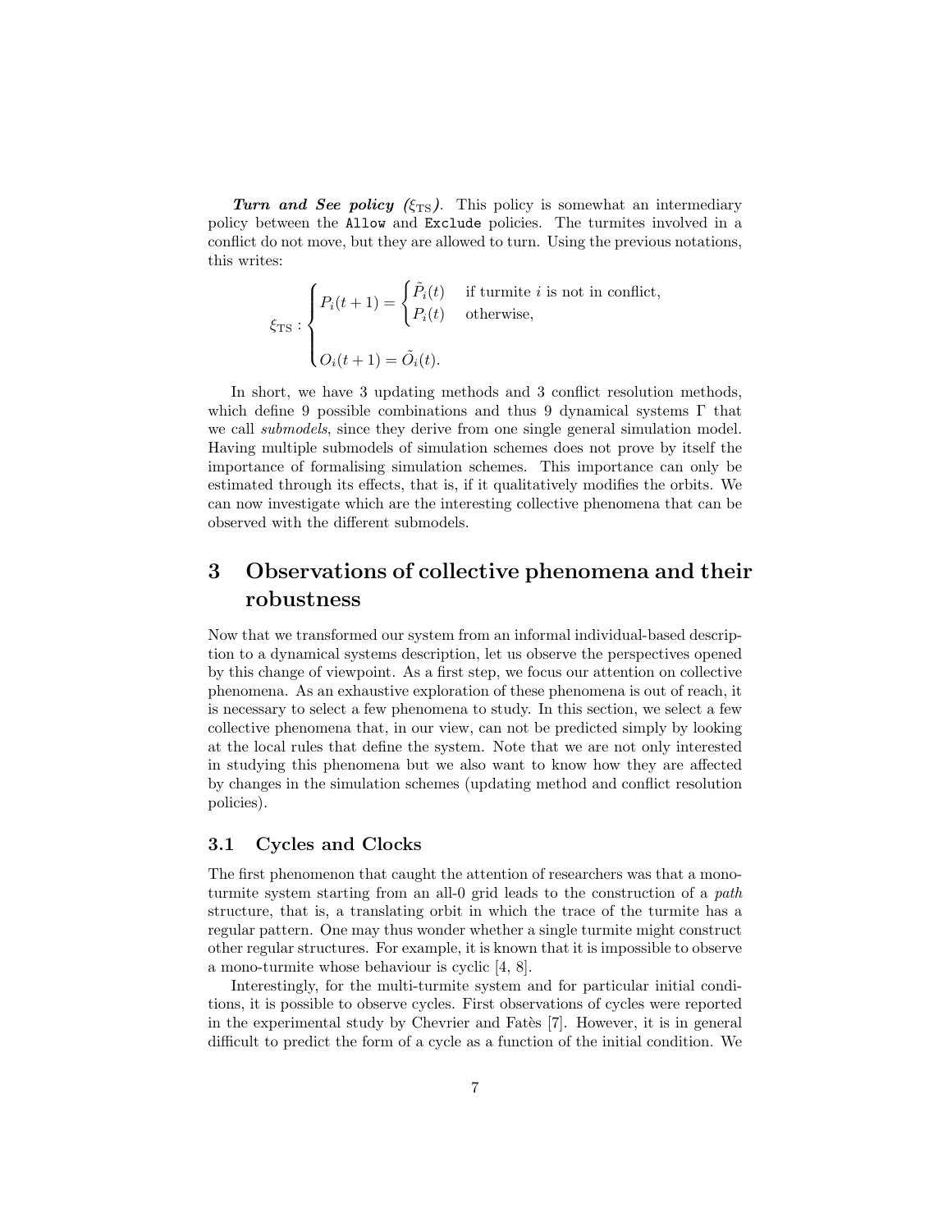***Turn and See policy*** ($\xi_{\mathrm{TS}}$). This policy is somewhat an intermediary policy between the `Allow` and `Exclude` policies. The turmites involved in a conflict do not move, but they are allowed to turn. Using the previous notations, this writes:

$$\xi_{\mathrm{TS}} : \begin{cases} P_i(t+1) = \begin{cases} \tilde{P}_i(t) & \text{if turmite } i \text{ is not in conflict,} \\ P_i(t) & \text{otherwise,} \end{cases} \\ \\ O_i(t+1) = \tilde{O}_i(t). \end{cases}$$

In short, we have 3 updating methods and 3 conflict resolution methods, which define 9 possible combinations and thus 9 dynamical systems $\Gamma$ that we call *submodels*, since they derive from one single general simulation model. Having multiple submodels of simulation schemes does not prove by itself the importance of formalising simulation schemes. This importance can only be estimated through its effects, that is, if it qualitatively modifies the orbits. We can now investigate which are the interesting collective phenomena that can be observed with the different submodels.

# 3 Observations of collective phenomena and their robustness

Now that we transformed our system from an informal individual-based description to a dynamical systems description, let us observe the perspectives opened by this change of viewpoint. As a first step, we focus our attention on collective phenomena. As an exhaustive exploration of these phenomena is out of reach, it is necessary to select a few phenomena to study. In this section, we select a few collective phenomena that, in our view, can not be predicted simply by looking at the local rules that define the system. Note that we are not only interested in studying this phenomena but we also want to know how they are affected by changes in the simulation schemes (updating method and conflict resolution policies).

## 3.1 Cycles and Clocks

The first phenomenon that caught the attention of researchers was that a mono-turmite system starting from an all-0 grid leads to the construction of a *path* structure, that is, a translating orbit in which the trace of the turmite has a regular pattern. One may thus wonder whether a single turmite might construct other regular structures. For example, it is known that it is impossible to observe a mono-turmite whose behaviour is cyclic [4, 8].

Interestingly, for the multi-turmite system and for particular initial conditions, it is possible to observe cycles. First observations of cycles were reported in the experimental study by Chevrier and Fatès [7]. However, it is in general difficult to predict the form of a cycle as a function of the initial condition. We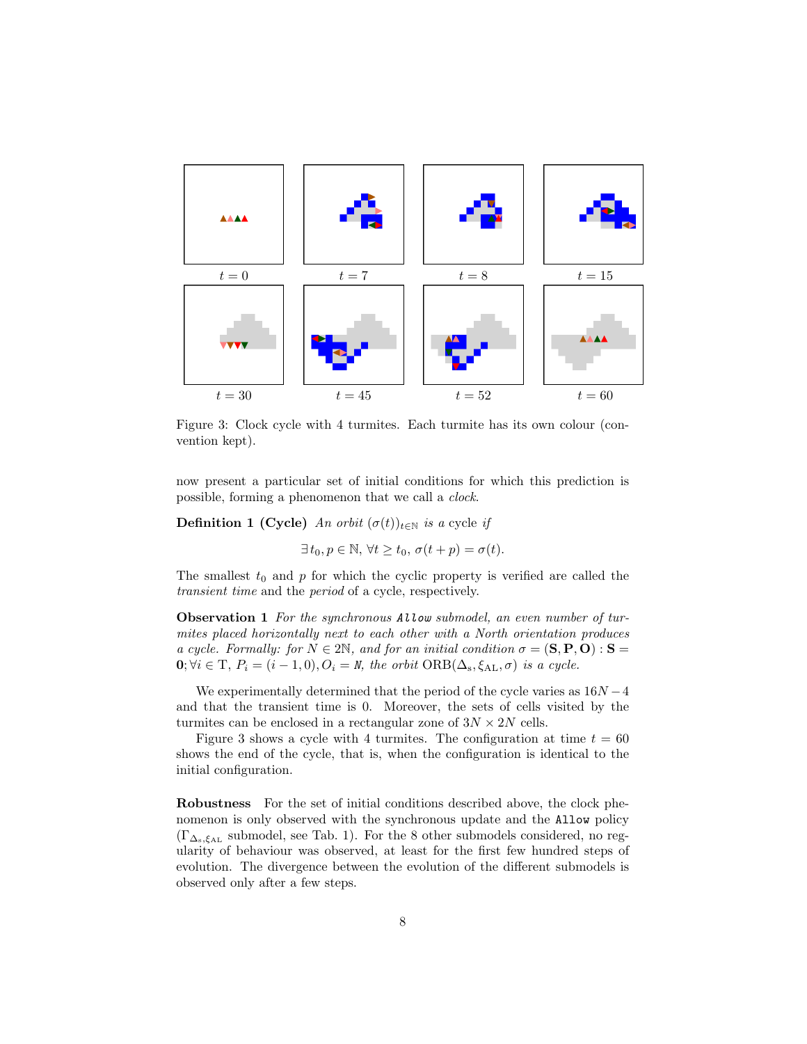$t = 0$ $t = 7$ $t = 8$ $t = 15$

$t = 30$ $t = 45$ $t = 52$ $t = 60$

Figure 3: Clock cycle with 4 turmites. Each turmite has its own colour (convention kept).

now present a particular set of initial conditions for which this prediction is possible, forming a phenomenon that we call a *clock*.

**Definition 1 (Cycle)** *An orbit* $(\sigma(t))_{t\in\mathbb{N}}$ *is a* cycle *if*

$$\exists\, t_0, p \in \mathbb{N},\ \forall t \geq t_0,\ \sigma(t+p) = \sigma(t).$$

The smallest $t_0$ and $p$ for which the cyclic property is verified are called the *transient time* and the *period* of a cycle, respectively.

**Observation 1** *For the synchronous* `Allow` *submodel, an even number of turmites placed horizontally next to each other with a North orientation produces a cycle. Formally: for* $N \in 2\mathbb{N}$*, and for an initial condition* $\sigma = (\mathbf{S}, \mathbf{P}, \mathbf{O}) : \mathbf{S} = \mathbf{0}; \forall i \in \mathrm{T},\ P_i = (i-1, 0), O_i = \mathtt{N}$*, the orbit* $\mathrm{ORB}(\Delta_{\mathrm{s}}, \xi_{\mathrm{AL}}, \sigma)$ *is a cycle.*

We experimentally determined that the period of the cycle varies as $16N - 4$ and that the transient time is 0. Moreover, the sets of cells visited by the turmites can be enclosed in a rectangular zone of $3N \times 2N$ cells.

Figure 3 shows a cycle with 4 turmites. The configuration at time $t = 60$ shows the end of the cycle, that is, when the configuration is identical to the initial configuration.

**Robustness** For the set of initial conditions described above, the clock phenomenon is only observed with the synchronous update and the `Allow` policy ($\Gamma_{\Delta_{\mathrm{s}},\xi_{\mathrm{AL}}}$ submodel, see Tab. 1). For the 8 other submodels considered, no regularity of behaviour was observed, at least for the first few hundred steps of evolution. The divergence between the evolution of the different submodels is observed only after a few steps.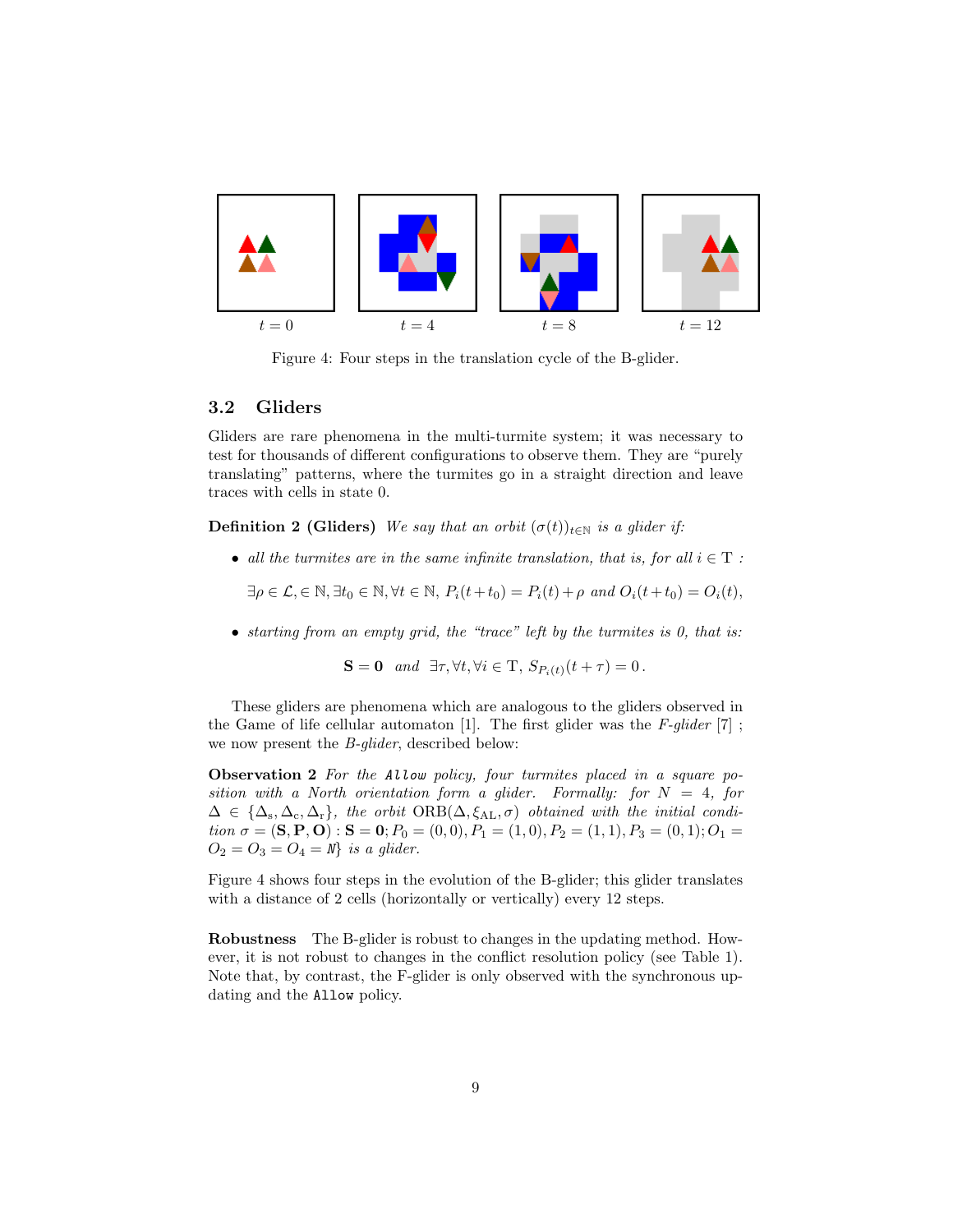t = 0 &nbsp;&nbsp;&nbsp;&nbsp; t = 4 &nbsp;&nbsp;&nbsp;&nbsp; t = 8 &nbsp;&nbsp;&nbsp;&nbsp; t = 12

Figure 4: Four steps in the translation cycle of the B-glider.

### 3.2 Gliders

Gliders are rare phenomena in the multi-turmite system; it was necessary to test for thousands of different configurations to observe them. They are "purely translating" patterns, where the turmites go in a straight direction and leave traces with cells in state 0.

**Definition 2 (Gliders)** *We say that an orbit $(\sigma(t))_{t\in\mathbb{N}}$ is a glider if:*

- *all the turmites are in the same infinite translation, that is, for all $i \in \mathrm{T}$ :*

$$\exists \rho \in \mathcal{L}, \in \mathbb{N}, \exists t_0 \in \mathbb{N}, \forall t \in \mathbb{N},\ P_i(t+t_0) = P_i(t) + \rho \text{ and } O_i(t+t_0) = O_i(t),$$

- *starting from an empty grid, the "trace" left by the turmites is 0, that is:*

$$\mathbf{S} = \mathbf{0} \quad \text{and} \quad \exists \tau, \forall t, \forall i \in \mathrm{T},\ S_{P_i(t)}(t+\tau) = 0\,.$$

These gliders are phenomena which are analogous to the gliders observed in the Game of life cellular automaton [1]. The first glider was the *F-glider* [7] ; we now present the *B-glider*, described below:

**Observation 2** *For the* `Allow` *policy, four turmites placed in a square position with a North orientation form a glider. Formally: for $N = 4$, for $\Delta \in \{\Delta_\mathrm{s}, \Delta_\mathrm{c}, \Delta_\mathrm{r}\}$, the orbit $\mathrm{ORB}(\Delta, \xi_{\mathrm{AL}}, \sigma)$ obtained with the initial condition $\sigma = (\mathbf{S}, \mathbf{P}, \mathbf{O}) : \mathbf{S} = \mathbf{0}; P_0 = (0,0), P_1 = (1,0), P_2 = (1,1), P_3 = (0,1); O_1 = O_2 = O_3 = O_4 = N\}$ is a glider.*

Figure 4 shows four steps in the evolution of the B-glider; this glider translates with a distance of 2 cells (horizontally or vertically) every 12 steps.

**Robustness** The B-glider is robust to changes in the updating method. However, it is not robust to changes in the conflict resolution policy (see Table 1). Note that, by contrast, the F-glider is only observed with the synchronous updating and the `Allow` policy.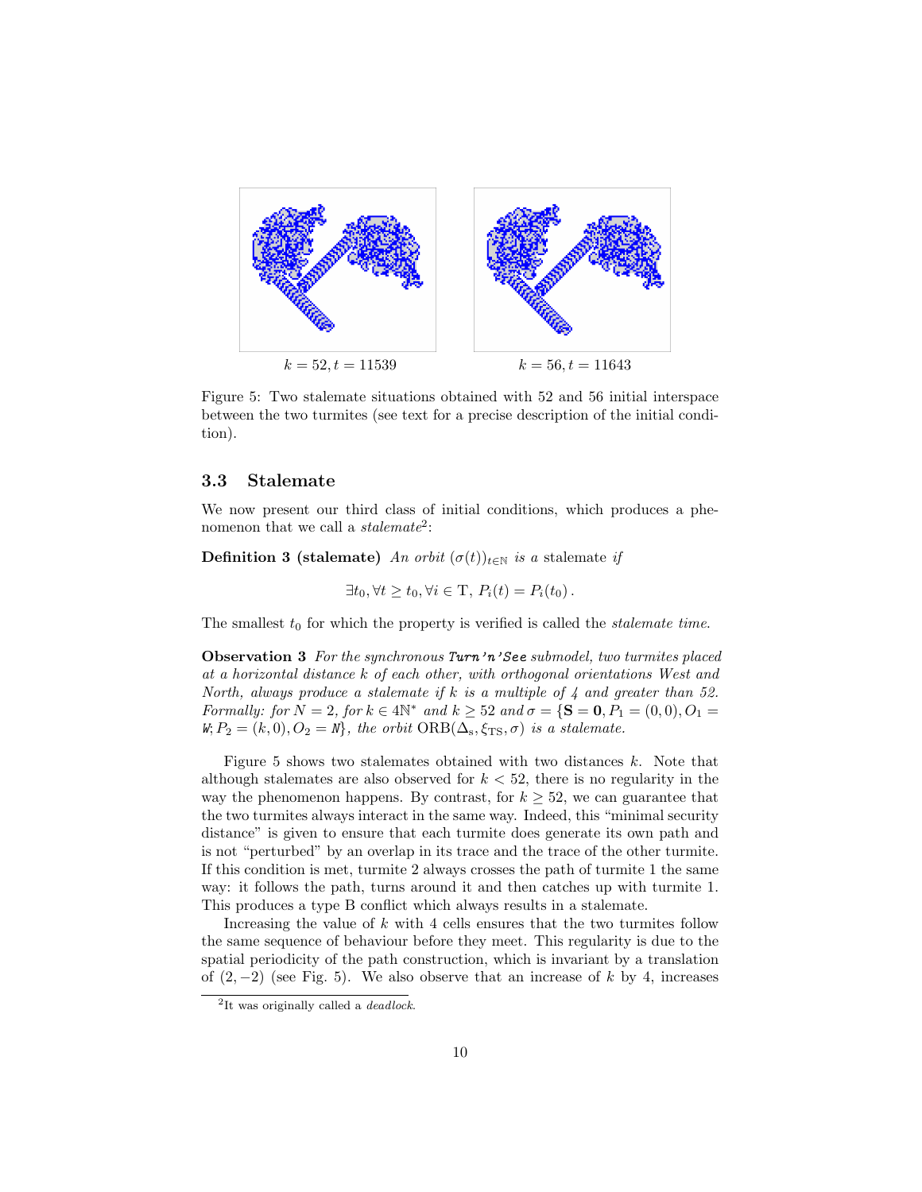$k = 52, t = 11539$

$k = 56, t = 11643$

Figure 5: Two stalemate situations obtained with 52 and 56 initial interspace between the two turmites (see text for a precise description of the initial condition).

### 3.3 Stalemate

We now present our third class of initial conditions, which produces a phenomenon that we call a *stalemate*[2]:

**Definition 3 (stalemate)** *An orbit* $(\sigma(t))_{t\in\mathbb{N}}$ *is a* stalemate *if*

$$\exists t_0, \forall t \geq t_0, \forall i \in \mathrm{T},\ P_i(t) = P_i(t_0)\,.$$

The smallest $t_0$ for which the property is verified is called the *stalemate time*.

**Observation 3** *For the synchronous* ***Turn'n'See*** *submodel, two turmites placed at a horizontal distance* $k$ *of each other, with orthogonal orientations West and North, always produce a stalemate if* $k$ *is a multiple of 4 and greater than 52. Formally: for* $N = 2$*, for* $k \in 4\mathbb{N}^*$ *and* $k \geq 52$ *and* $\sigma = \{\mathbf{S} = \mathbf{0}, P_1 = (0,0), O_1 = \mathtt{W}; P_2 = (k,0), O_2 = \mathtt{N}\}$*, the orbit* $\mathrm{ORB}(\Delta_s, \xi_{\mathrm{TS}}, \sigma)$ *is a stalemate.*

Figure 5 shows two stalemates obtained with two distances $k$. Note that although stalemates are also observed for $k < 52$, there is no regularity in the way the phenomenon happens. By contrast, for $k \geq 52$, we can guarantee that the two turmites always interact in the same way. Indeed, this "minimal security distance" is given to ensure that each turmite does generate its own path and is not "perturbed" by an overlap in its trace and the trace of the other turmite. If this condition is met, turmite 2 always crosses the path of turmite 1 the same way: it follows the path, turns around it and then catches up with turmite 1. This produces a type B conflict which always results in a stalemate.

Increasing the value of $k$ with 4 cells ensures that the two turmites follow the same sequence of behaviour before they meet. This regularity is due to the spatial periodicity of the path construction, which is invariant by a translation of $(2, -2)$ (see Fig. 5). We also observe that an increase of $k$ by 4, increases

[2] It was originally called a *deadlock*.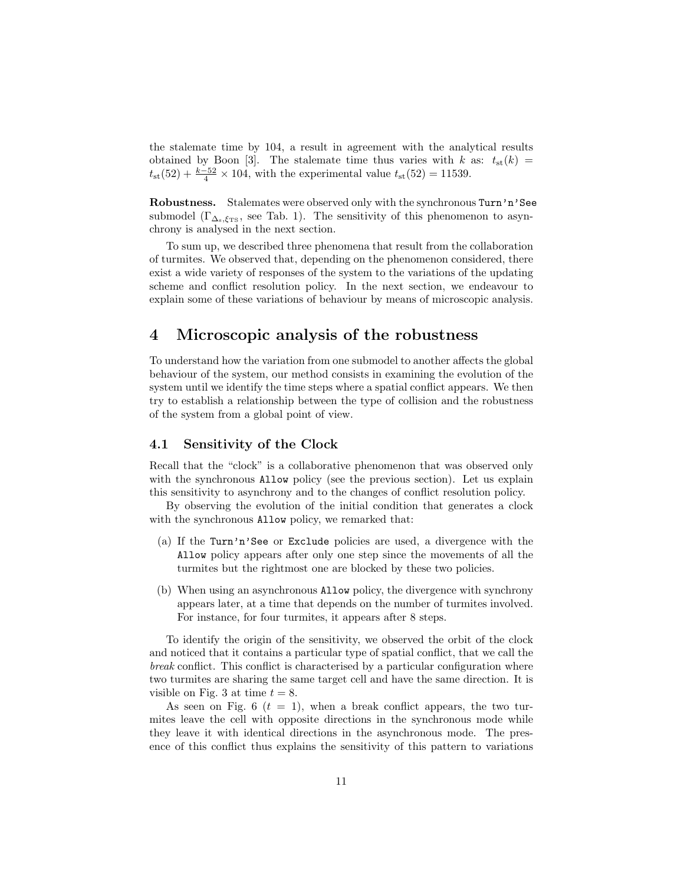the stalemate time by 104, a result in agreement with the analytical results obtained by Boon [3]. The stalemate time thus varies with $k$ as: $t_{\mathrm{st}}(k) = t_{\mathrm{st}}(52) + \frac{k-52}{4} \times 104$, with the experimental value $t_{\mathrm{st}}(52) = 11539$.

**Robustness.** Stalemates were observed only with the synchronous `Turn'n'See` submodel ($\Gamma_{\Delta_s,\xi_{\mathrm{TS}}}$, see Tab. 1). The sensitivity of this phenomenon to asynchrony is analysed in the next section.

To sum up, we described three phenomena that result from the collaboration of turmites. We observed that, depending on the phenomenon considered, there exist a wide variety of responses of the system to the variations of the updating scheme and conflict resolution policy. In the next section, we endeavour to explain some of these variations of behaviour by means of microscopic analysis.

# 4 Microscopic analysis of the robustness

To understand how the variation from one submodel to another affects the global behaviour of the system, our method consists in examining the evolution of the system until we identify the time steps where a spatial conflict appears. We then try to establish a relationship between the type of collision and the robustness of the system from a global point of view.

## 4.1 Sensitivity of the Clock

Recall that the "clock" is a collaborative phenomenon that was observed only with the synchronous `Allow` policy (see the previous section). Let us explain this sensitivity to asynchrony and to the changes of conflict resolution policy.

By observing the evolution of the initial condition that generates a clock with the synchronous `Allow` policy, we remarked that:

(a) If the `Turn'n'See` or `Exclude` policies are used, a divergence with the `Allow` policy appears after only one step since the movements of all the turmites but the rightmost one are blocked by these two policies.

(b) When using an asynchronous `Allow` policy, the divergence with synchrony appears later, at a time that depends on the number of turmites involved. For instance, for four turmites, it appears after 8 steps.

To identify the origin of the sensitivity, we observed the orbit of the clock and noticed that it contains a particular type of spatial conflict, that we call the *break* conflict. This conflict is characterised by a particular configuration where two turmites are sharing the same target cell and have the same direction. It is visible on Fig. 3 at time $t = 8$.

As seen on Fig. 6 ($t = 1$), when a break conflict appears, the two turmites leave the cell with opposite directions in the synchronous mode while they leave it with identical directions in the asynchronous mode. The presence of this conflict thus explains the sensitivity of this pattern to variations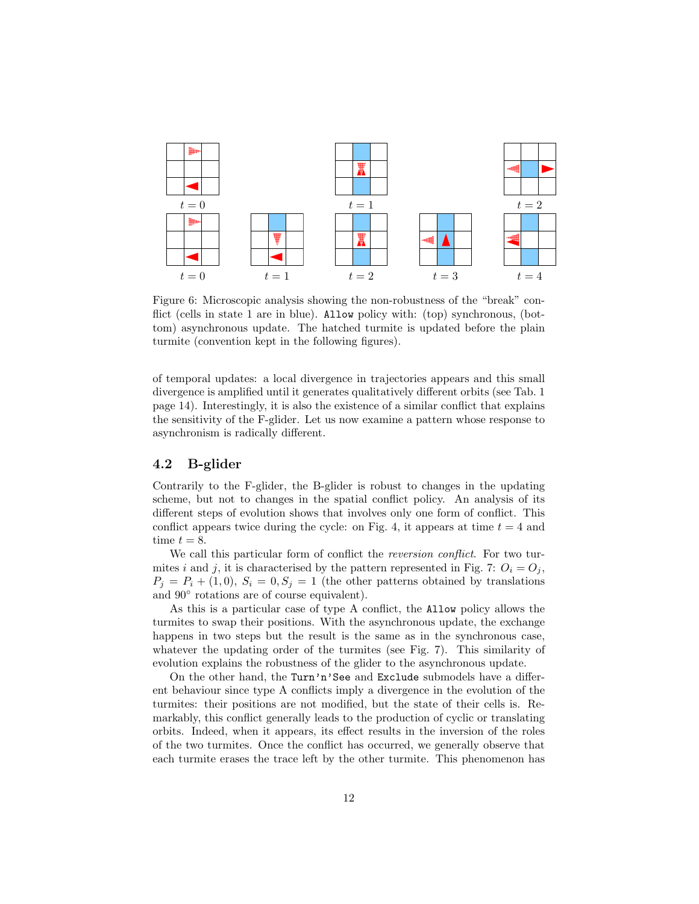Figure 6: Microscopic analysis showing the non-robustness of the "break" conflict (cells in state 1 are in blue). `Allow` policy with: (top) synchronous, (bottom) asynchronous update. The hatched turmite is updated before the plain turmite (convention kept in the following figures).

of temporal updates: a local divergence in trajectories appears and this small divergence is amplified until it generates qualitatively different orbits (see Tab. 1 page 14). Interestingly, it is also the existence of a similar conflict that explains the sensitivity of the F-glider. Let us now examine a pattern whose response to asynchronism is radically different.

## 4.2 B-glider

Contrarily to the F-glider, the B-glider is robust to changes in the updating scheme, but not to changes in the spatial conflict policy. An analysis of its different steps of evolution shows that involves only one form of conflict. This conflict appears twice during the cycle: on Fig. 4, it appears at time $t = 4$ and time $t = 8$.

We call this particular form of conflict the *reversion conflict*. For two turmites $i$ and $j$, it is characterised by the pattern represented in Fig. 7: $O_i = O_j$, $P_j = P_i + (1, 0)$, $S_i = 0, S_j = 1$ (the other patterns obtained by translations and $90°$ rotations are of course equivalent).

As this is a particular case of type A conflict, the `Allow` policy allows the turmites to swap their positions. With the asynchronous update, the exchange happens in two steps but the result is the same as in the synchronous case, whatever the updating order of the turmites (see Fig. 7). This similarity of evolution explains the robustness of the glider to the asynchronous update.

On the other hand, the `Turn'n'See` and `Exclude` submodels have a different behaviour since type A conflicts imply a divergence in the evolution of the turmites: their positions are not modified, but the state of their cells is. Remarkably, this conflict generally leads to the production of cyclic or translating orbits. Indeed, when it appears, its effect results in the inversion of the roles of the two turmites. Once the conflict has occurred, we generally observe that each turmite erases the trace left by the other turmite. This phenomenon has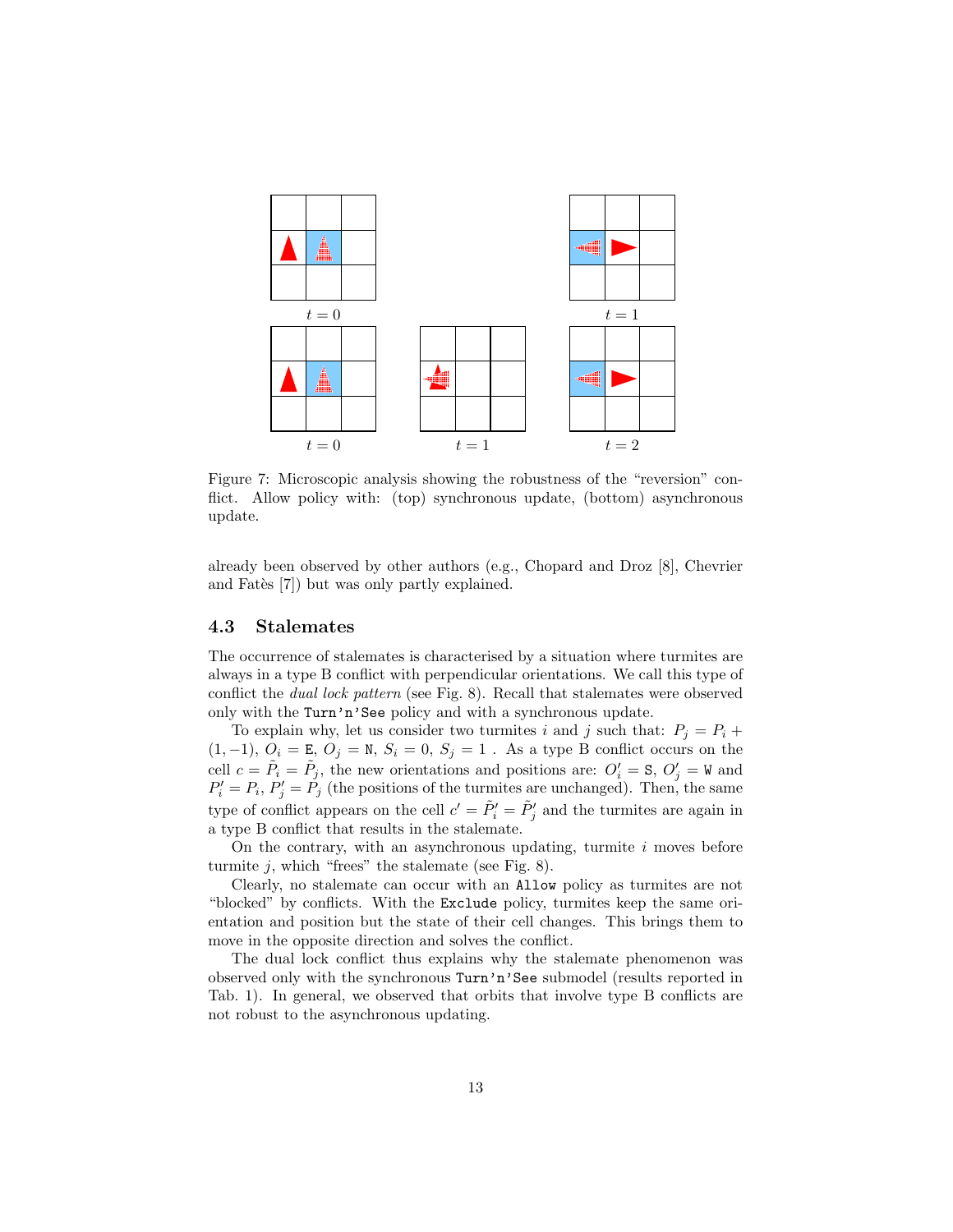Figure 7: Microscopic analysis showing the robustness of the "reversion" conflict. Allow policy with: (top) synchronous update, (bottom) asynchronous update.

already been observed by other authors (e.g., Chopard and Droz [8], Chevrier and Fatès [7]) but was only partly explained.

### 4.3 Stalemates

The occurrence of stalemates is characterised by a situation where turmites are always in a type B conflict with perpendicular orientations. We call this type of conflict the *dual lock pattern* (see Fig. 8). Recall that stalemates were observed only with the `Turn'n'See` policy and with a synchronous update.

To explain why, let us consider two turmites $i$ and $j$ such that: $P_j = P_i + (1, -1)$, $O_i = \texttt{E}$, $O_j = \texttt{N}$, $S_i = 0$, $S_j = 1$ . As a type B conflict occurs on the cell $c = \tilde{P}_i = \tilde{P}_j$, the new orientations and positions are: $O'_i = \texttt{S}$, $O'_j = \texttt{W}$ and $P'_i = P_i$, $P'_j = P_j$ (the positions of the turmites are unchanged). Then, the same type of conflict appears on the cell $c' = \tilde{P}'_i = \tilde{P}'_j$ and the turmites are again in a type B conflict that results in the stalemate.

On the contrary, with an asynchronous updating, turmite $i$ moves before turmite $j$, which "frees" the stalemate (see Fig. 8).

Clearly, no stalemate can occur with an `Allow` policy as turmites are not "blocked" by conflicts. With the `Exclude` policy, turmites keep the same orientation and position but the state of their cell changes. This brings them to move in the opposite direction and solves the conflict.

The dual lock conflict thus explains why the stalemate phenomenon was observed only with the synchronous `Turn'n'See` submodel (results reported in Tab. 1). In general, we observed that orbits that involve type B conflicts are not robust to the asynchronous updating.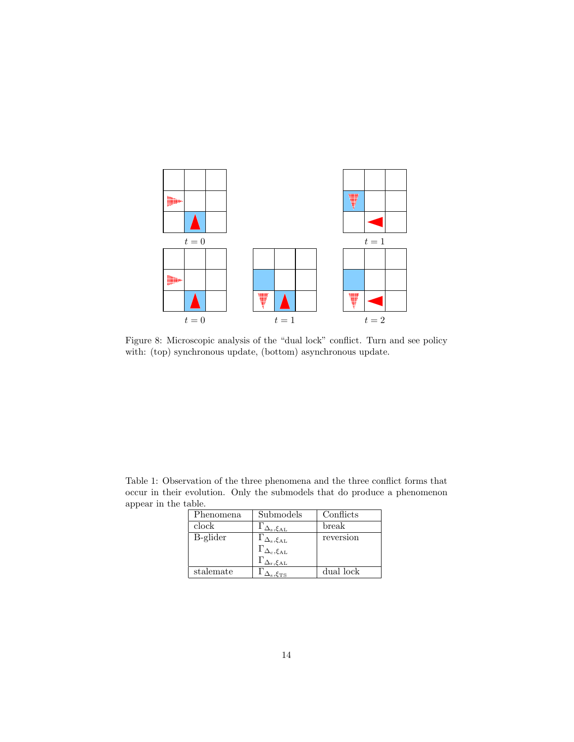$t = 0$

$t = 1$

$t = 0$

$t = 1$

$t = 2$

Figure 8: Microscopic analysis of the "dual lock" conflict. Turn and see policy with: (top) synchronous update, (bottom) asynchronous update.

Table 1: Observation of the three phenomena and the three conflict forms that occur in their evolution. Only the submodels that do produce a phenomenon appear in the table.

| Phenomena | Submodels | Conflicts |
|---|---|---|
| clock | $\Gamma_{\Delta_s,\xi_{AL}}$ | break |
| B-glider | $\Gamma_{\Delta_s,\xi_{AL}}$ <br> $\Gamma_{\Delta_c,\xi_{AL}}$ <br> $\Gamma_{\Delta_r,\xi_{AL}}$ | reversion |
| stalemate | $\Gamma_{\Delta_s,\xi_{TS}}$ | dual lock |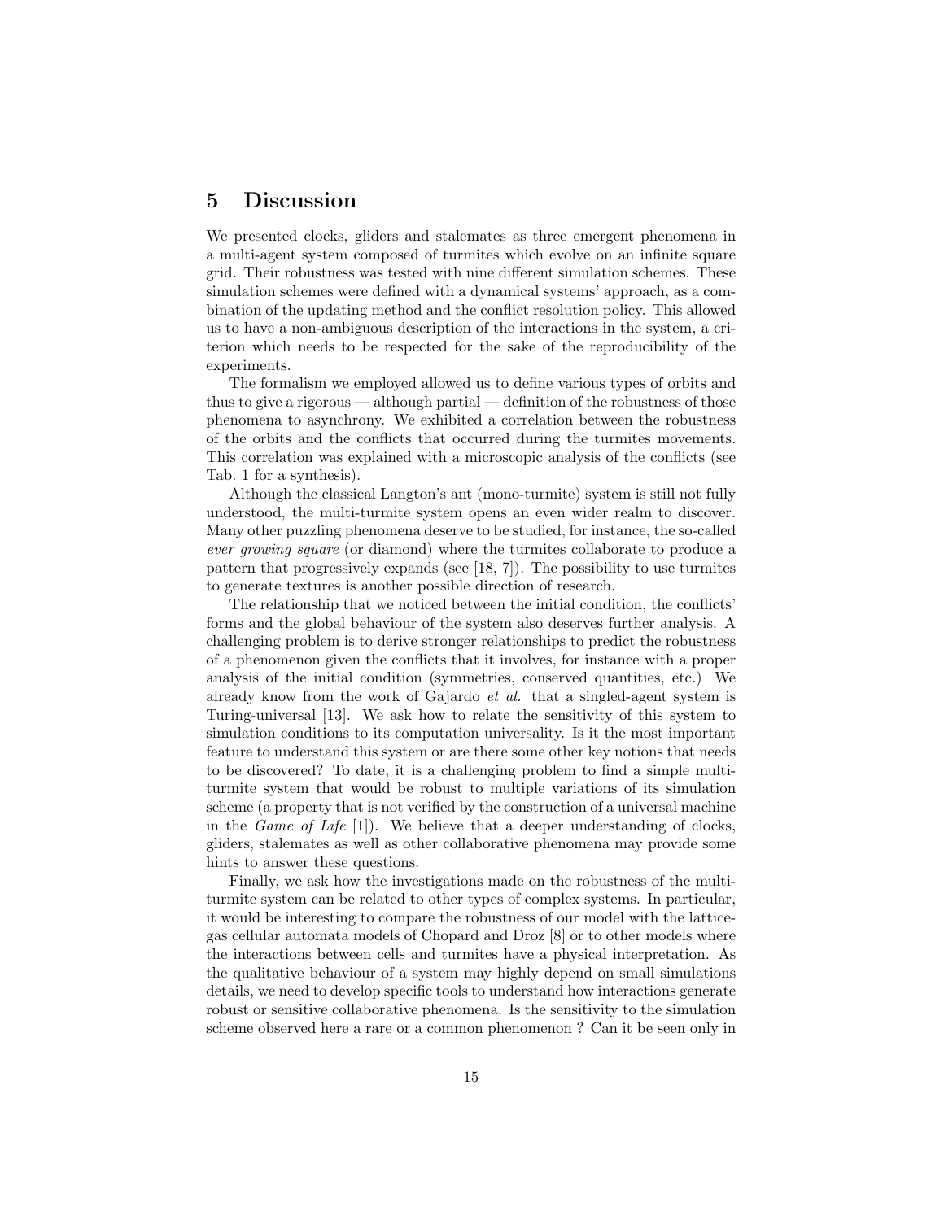## 5 Discussion

We presented clocks, gliders and stalemates as three emergent phenomena in a multi-agent system composed of turmites which evolve on an infinite square grid. Their robustness was tested with nine different simulation schemes. These simulation schemes were defined with a dynamical systems' approach, as a combination of the updating method and the conflict resolution policy. This allowed us to have a non-ambiguous description of the interactions in the system, a criterion which needs to be respected for the sake of the reproducibility of the experiments.

The formalism we employed allowed us to define various types of orbits and thus to give a rigorous — although partial — definition of the robustness of those phenomena to asynchrony. We exhibited a correlation between the robustness of the orbits and the conflicts that occurred during the turmites movements. This correlation was explained with a microscopic analysis of the conflicts (see Tab. 1 for a synthesis).

Although the classical Langton's ant (mono-turmite) system is still not fully understood, the multi-turmite system opens an even wider realm to discover. Many other puzzling phenomena deserve to be studied, for instance, the so-called *ever growing square* (or diamond) where the turmites collaborate to produce a pattern that progressively expands (see [18, 7]). The possibility to use turmites to generate textures is another possible direction of research.

The relationship that we noticed between the initial condition, the conflicts' forms and the global behaviour of the system also deserves further analysis. A challenging problem is to derive stronger relationships to predict the robustness of a phenomenon given the conflicts that it involves, for instance with a proper analysis of the initial condition (symmetries, conserved quantities, etc.) We already know from the work of Gajardo *et al.* that a singled-agent system is Turing-universal [13]. We ask how to relate the sensitivity of this system to simulation conditions to its computation universality. Is it the most important feature to understand this system or are there some other key notions that needs to be discovered? To date, it is a challenging problem to find a simple multi-turmite system that would be robust to multiple variations of its simulation scheme (a property that is not verified by the construction of a universal machine in the *Game of Life* [1]). We believe that a deeper understanding of clocks, gliders, stalemates as well as other collaborative phenomena may provide some hints to answer these questions.

Finally, we ask how the investigations made on the robustness of the multi-turmite system can be related to other types of complex systems. In particular, it would be interesting to compare the robustness of our model with the lattice-gas cellular automata models of Chopard and Droz [8] or to other models where the interactions between cells and turmites have a physical interpretation. As the qualitative behaviour of a system may highly depend on small simulations details, we need to develop specific tools to understand how interactions generate robust or sensitive collaborative phenomena. Is the sensitivity to the simulation scheme observed here a rare or a common phenomenon ? Can it be seen only in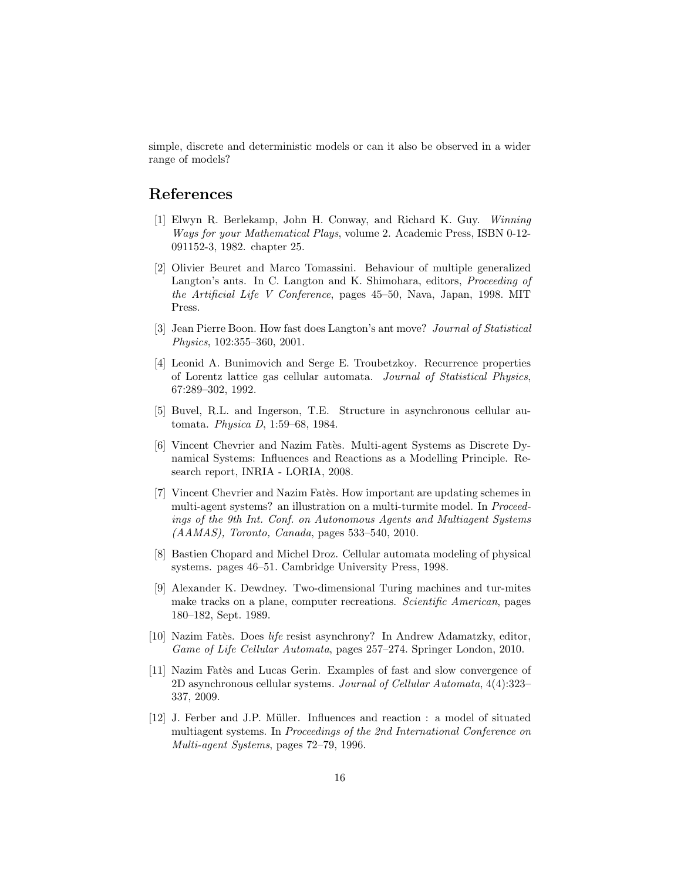simple, discrete and deterministic models or can it also be observed in a wider range of models?

## References

[1] Elwyn R. Berlekamp, John H. Conway, and Richard K. Guy. *Winning Ways for your Mathematical Plays*, volume 2. Academic Press, ISBN 0-12-091152-3, 1982. chapter 25.

[2] Olivier Beuret and Marco Tomassini. Behaviour of multiple generalized Langton's ants. In C. Langton and K. Shimohara, editors, *Proceeding of the Artificial Life V Conference*, pages 45–50, Nava, Japan, 1998. MIT Press.

[3] Jean Pierre Boon. How fast does Langton's ant move? *Journal of Statistical Physics*, 102:355–360, 2001.

[4] Leonid A. Bunimovich and Serge E. Troubetzkoy. Recurrence properties of Lorentz lattice gas cellular automata. *Journal of Statistical Physics*, 67:289–302, 1992.

[5] Buvel, R.L. and Ingerson, T.E. Structure in asynchronous cellular automata. *Physica D*, 1:59–68, 1984.

[6] Vincent Chevrier and Nazim Fatès. Multi-agent Systems as Discrete Dynamical Systems: Influences and Reactions as a Modelling Principle. Research report, INRIA - LORIA, 2008.

[7] Vincent Chevrier and Nazim Fatès. How important are updating schemes in multi-agent systems? an illustration on a multi-turmite model. In *Proceedings of the 9th Int. Conf. on Autonomous Agents and Multiagent Systems (AAMAS), Toronto, Canada*, pages 533–540, 2010.

[8] Bastien Chopard and Michel Droz. Cellular automata modeling of physical systems. pages 46–51. Cambridge University Press, 1998.

[9] Alexander K. Dewdney. Two-dimensional Turing machines and tur-mites make tracks on a plane, computer recreations. *Scientific American*, pages 180–182, Sept. 1989.

[10] Nazim Fatès. Does *life* resist asynchrony? In Andrew Adamatzky, editor, *Game of Life Cellular Automata*, pages 257–274. Springer London, 2010.

[11] Nazim Fatès and Lucas Gerin. Examples of fast and slow convergence of 2D asynchronous cellular systems. *Journal of Cellular Automata*, 4(4):323–337, 2009.

[12] J. Ferber and J.P. Müller. Influences and reaction : a model of situated multiagent systems. In *Proceedings of the 2nd International Conference on Multi-agent Systems*, pages 72–79, 1996.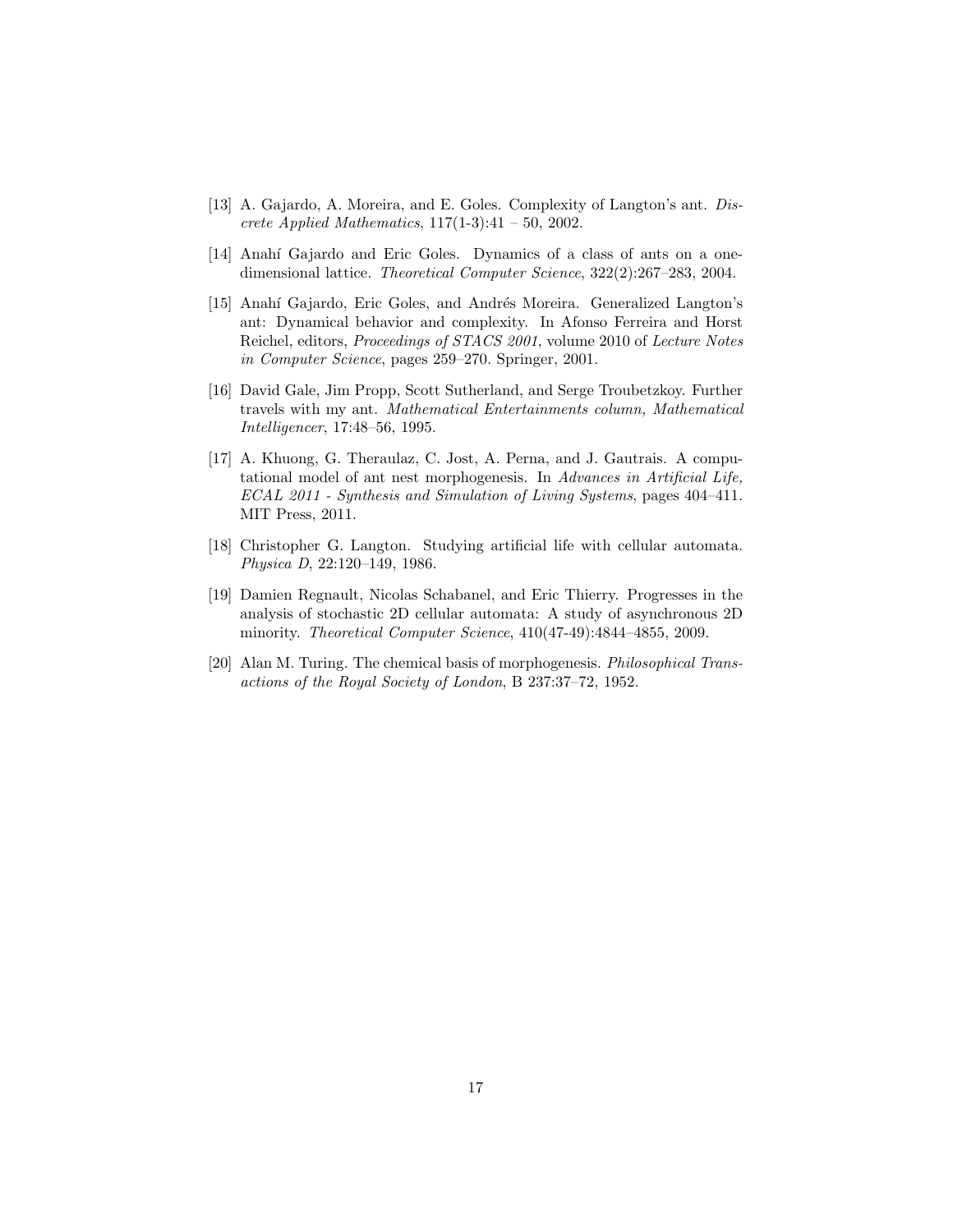[13] A. Gajardo, A. Moreira, and E. Goles. Complexity of Langton's ant. *Discrete Applied Mathematics*, 117(1-3):41 – 50, 2002.

[14] Anahí Gajardo and Eric Goles. Dynamics of a class of ants on a one-dimensional lattice. *Theoretical Computer Science*, 322(2):267–283, 2004.

[15] Anahí Gajardo, Eric Goles, and Andrés Moreira. Generalized Langton's ant: Dynamical behavior and complexity. In Afonso Ferreira and Horst Reichel, editors, *Proceedings of STACS 2001*, volume 2010 of *Lecture Notes in Computer Science*, pages 259–270. Springer, 2001.

[16] David Gale, Jim Propp, Scott Sutherland, and Serge Troubetzkoy. Further travels with my ant. *Mathematical Entertainments column, Mathematical Intelligencer*, 17:48–56, 1995.

[17] A. Khuong, G. Theraulaz, C. Jost, A. Perna, and J. Gautrais. A computational model of ant nest morphogenesis. In *Advances in Artificial Life, ECAL 2011 - Synthesis and Simulation of Living Systems*, pages 404–411. MIT Press, 2011.

[18] Christopher G. Langton. Studying artificial life with cellular automata. *Physica D*, 22:120–149, 1986.

[19] Damien Regnault, Nicolas Schabanel, and Eric Thierry. Progresses in the analysis of stochastic 2D cellular automata: A study of asynchronous 2D minority. *Theoretical Computer Science*, 410(47-49):4844–4855, 2009.

[20] Alan M. Turing. The chemical basis of morphogenesis. *Philosophical Transactions of the Royal Society of London*, B 237:37–72, 1952.